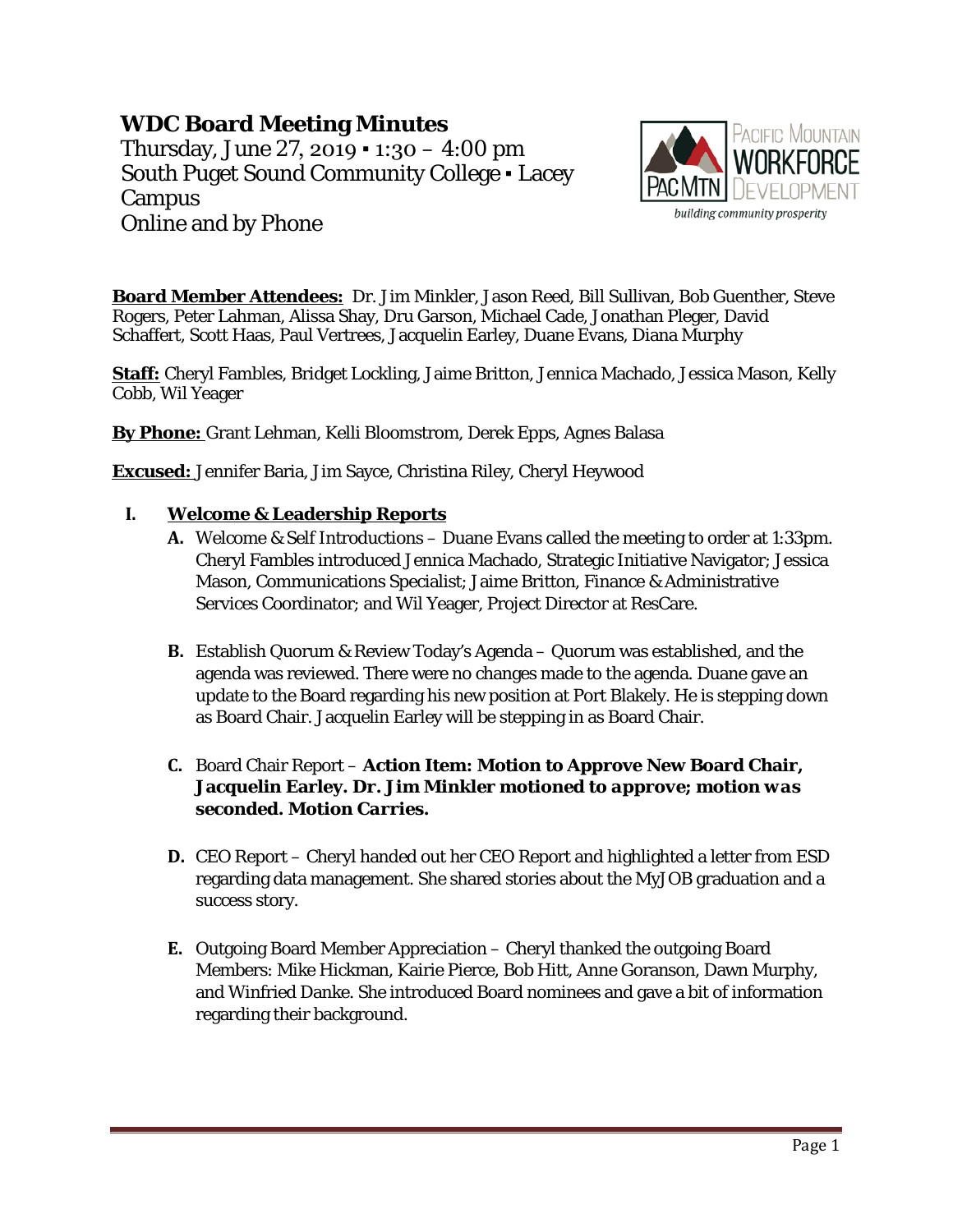# WDC Board Meeting Minutes

Thursday, June 27, 2019 ▪ 1:30 – 4:00 pm
South Puget Sound Community College ▪ Lacey Campus
Online and by Phone

**Board Member Attendees:** Dr. Jim Minkler, Jason Reed, Bill Sullivan, Bob Guenther, Steve Rogers, Peter Lahman, Alissa Shay, Dru Garson, Michael Cade, Jonathan Pleger, David Schaffert, Scott Haas, Paul Vertrees, Jacquelin Earley, Duane Evans, Diana Murphy

**Staff:** Cheryl Fambles, Bridget Lockling, Jaime Britton, Jennica Machado, Jessica Mason, Kelly Cobb, Wil Yeager

**By Phone:** Grant Lehman, Kelli Bloomstrom, Derek Epps, Agnes Balasa

**Excused:** Jennifer Baria, Jim Sayce, Christina Riley, Cheryl Heywood

## I. Welcome & Leadership Reports

**A.** Welcome & Self Introductions – Duane Evans called the meeting to order at 1:33pm. Cheryl Fambles introduced Jennica Machado, Strategic Initiative Navigator; Jessica Mason, Communications Specialist; Jaime Britton, Finance & Administrative Services Coordinator; and Wil Yeager, Project Director at ResCare.

**B.** Establish Quorum & Review Today's Agenda – Quorum was established, and the agenda was reviewed. There were no changes made to the agenda. Duane gave an update to the Board regarding his new position at Port Blakely. He is stepping down as Board Chair. Jacquelin Earley will be stepping in as Board Chair.

**C.** Board Chair Report – **Action Item: Motion to Approve New Board Chair, Jacquelin Earley. *Dr. Jim Minkler motioned to approve; motion was seconded. Motion Carries.***

**D.** CEO Report – Cheryl handed out her CEO Report and highlighted a letter from ESD regarding data management. She shared stories about the MyJOB graduation and a success story.

**E.** Outgoing Board Member Appreciation – Cheryl thanked the outgoing Board Members: Mike Hickman, Kairie Pierce, Bob Hitt, Anne Goranson, Dawn Murphy, and Winfried Danke. She introduced Board nominees and gave a bit of information regarding their background.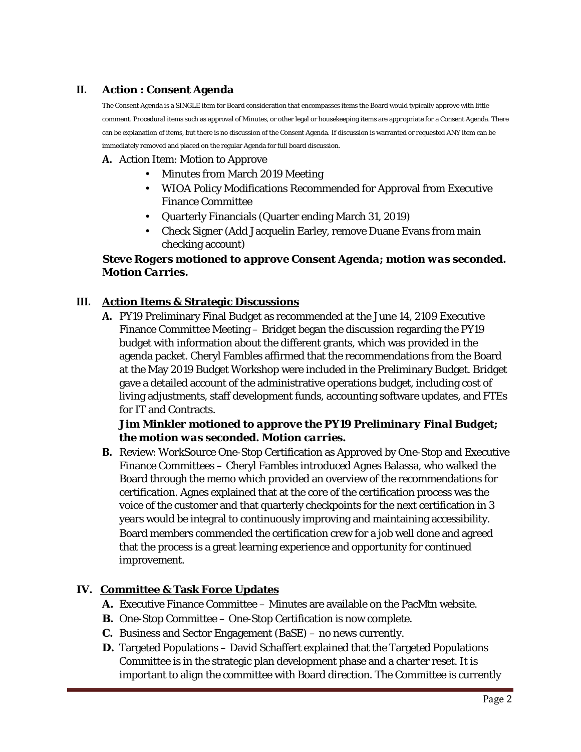## II. Action : Consent Agenda

The Consent Agenda is a SINGLE item for Board consideration that encompasses items the Board would typically approve with little comment. Procedural items such as approval of Minutes, or other legal or housekeeping items are appropriate for a Consent Agenda. There can be explanation of items, but there is no discussion of the Consent Agenda. If discussion is warranted or requested ANY item can be immediately removed and placed on the regular Agenda for full board discussion.

**A.** Action Item: Motion to Approve

- Minutes from March 2019 Meeting
- WIOA Policy Modifications Recommended for Approval from Executive Finance Committee
- Quarterly Financials (Quarter ending March 31, 2019)
- Check Signer (Add Jacquelin Earley, remove Duane Evans from main checking account)

***Steve Rogers motioned to approve Consent Agenda; motion was seconded. Motion Carries.***

## III. Action Items & Strategic Discussions

**A.** PY19 Preliminary Final Budget as recommended at the June 14, 2109 Executive Finance Committee Meeting – Bridget began the discussion regarding the PY19 budget with information about the different grants, which was provided in the agenda packet. Cheryl Fambles affirmed that the recommendations from the Board at the May 2019 Budget Workshop were included in the Preliminary Budget. Bridget gave a detailed account of the administrative operations budget, including cost of living adjustments, staff development funds, accounting software updates, and FTEs for IT and Contracts.

***Jim Minkler motioned to approve the PY19 Preliminary Final Budget; the motion was seconded. Motion carries.***

**B.** Review: WorkSource One-Stop Certification as Approved by One-Stop and Executive Finance Committees – Cheryl Fambles introduced Agnes Balassa, who walked the Board through the memo which provided an overview of the recommendations for certification. Agnes explained that at the core of the certification process was the voice of the customer and that quarterly checkpoints for the next certification in 3 years would be integral to continuously improving and maintaining accessibility. Board members commended the certification crew for a job well done and agreed that the process is a great learning experience and opportunity for continued improvement.

## IV. Committee & Task Force Updates

**A.** Executive Finance Committee – Minutes are available on the PacMtn website.

**B.** One-Stop Committee – One-Stop Certification is now complete.

**C.** Business and Sector Engagement (BaSE) – no news currently.

**D.** Targeted Populations – David Schaffert explained that the Targeted Populations Committee is in the strategic plan development phase and a charter reset. It is important to align the committee with Board direction. The Committee is currently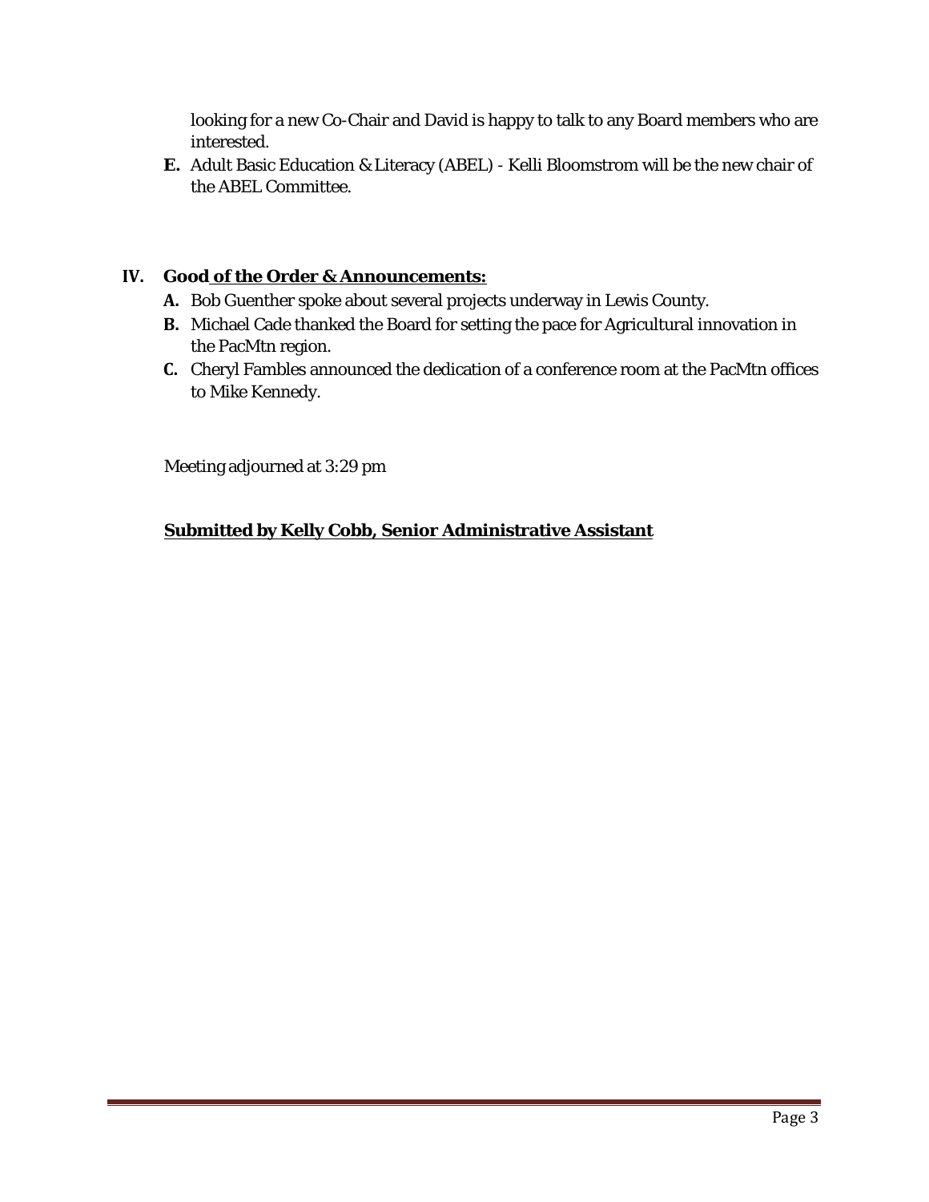looking for a new Co-Chair and David is happy to talk to any Board members who are interested.

**E.** Adult Basic Education & Literacy (ABEL) - Kelli Bloomstrom will be the new chair of the ABEL Committee.

## IV. Good of the Order & Announcements:

**A.** Bob Guenther spoke about several projects underway in Lewis County.

**B.** Michael Cade thanked the Board for setting the pace for Agricultural innovation in the PacMtn region.

**C.** Cheryl Fambles announced the dedication of a conference room at the PacMtn offices to Mike Kennedy.

Meeting adjourned at 3:29 pm

**Submitted by Kelly Cobb, Senior Administrative Assistant**